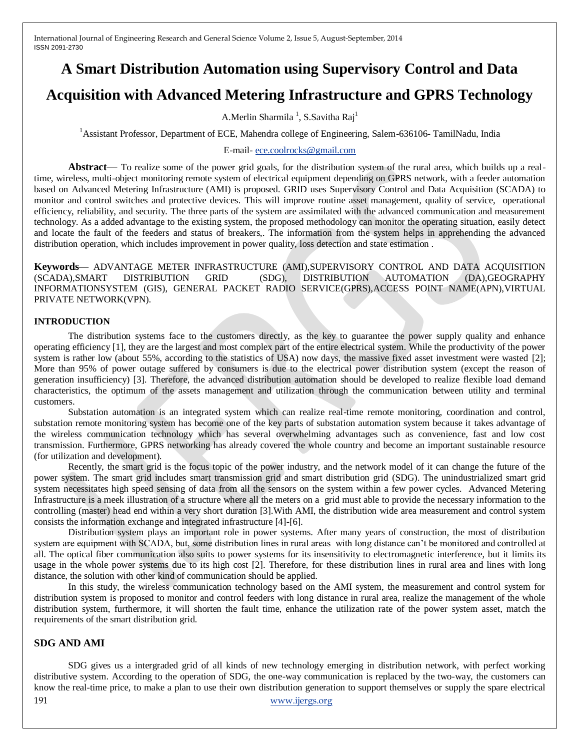# A Smart Distribution Automation using Supervisory Control and Data Acquisition with Advanced Metering Infrastructure and GPRS Technology

A.Merlin Sharmila [1], S.Savitha Raj[1]

[1]Assistant Professor, Department of ECE, Mahendra college of Engineering, Salem-636106- TamilNadu, India

E-mail- ece.coolrocks@gmail.com

**Abstract**— To realize some of the power grid goals, for the distribution system of the rural area, which builds up a real-time, wireless, multi-object monitoring remote system of electrical equipment depending on GPRS network, with a feeder automation based on Advanced Metering Infrastructure (AMI) is proposed. GRID uses Supervisory Control and Data Acquisition (SCADA) to monitor and control switches and protective devices. This will improve routine asset management, quality of service, operational efficiency, reliability, and security. The three parts of the system are assimilated with the advanced communication and measurement technology. As a added advantage to the existing system, the proposed methodology can monitor the operating situation, easily detect and locate the fault of the feeders and status of breakers,. The information from the system helps in apprehending the advanced distribution operation, which includes improvement in power quality, loss detection and state estimation .

**Keywords**— ADVANTAGE METER INFRASTRUCTURE (AMI),SUPERVISORY CONTROL AND DATA ACQUISITION (SCADA),SMART DISTRIBUTION GRID (SDG), DISTRIBUTION AUTOMATION (DA),GEOGRAPHY INFORMATIONSYSTEM (GIS), GENERAL PACKET RADIO SERVICE(GPRS),ACCESS POINT NAME(APN),VIRTUAL PRIVATE NETWORK(VPN).

## INTRODUCTION

The distribution systems face to the customers directly, as the key to guarantee the power supply quality and enhance operating efficiency [1], they are the largest and most complex part of the entire electrical system. While the productivity of the power system is rather low (about 55%, according to the statistics of USA) now days, the massive fixed asset investment were wasted [2]; More than 95% of power outage suffered by consumers is due to the electrical power distribution system (except the reason of generation insufficiency) [3]. Therefore, the advanced distribution automation should be developed to realize flexible load demand characteristics, the optimum of the assets management and utilization through the communication between utility and terminal customers.

Substation automation is an integrated system which can realize real-time remote monitoring, coordination and control, substation remote monitoring system has become one of the key parts of substation automation system because it takes advantage of the wireless communication technology which has several overwhelming advantages such as convenience, fast and low cost transmission. Furthermore, GPRS networking has already covered the whole country and become an important sustainable resource (for utilization and development).

Recently, the smart grid is the focus topic of the power industry, and the network model of it can change the future of the power system. The smart grid includes smart transmission grid and smart distribution grid (SDG). The unindustrialized smart grid system necessitates high speed sensing of data from all the sensors on the system within a few power cycles. Advanced Metering Infrastructure is a meek illustration of a structure where all the meters on a grid must able to provide the necessary information to the controlling (master) head end within a very short duration [3].With AMI, the distribution wide area measurement and control system consists the information exchange and integrated infrastructure [4]-[6].

Distribution system plays an important role in power systems. After many years of construction, the most of distribution system are equipment with SCADA, but, some distribution lines in rural areas with long distance can't be monitored and controlled at all. The optical fiber communication also suits to power systems for its insensitivity to electromagnetic interference, but it limits its usage in the whole power systems due to its high cost [2]. Therefore, for these distribution lines in rural area and lines with long distance, the solution with other kind of communication should be applied.

In this study, the wireless communication technology based on the AMI system, the measurement and control system for distribution system is proposed to monitor and control feeders with long distance in rural area, realize the management of the whole distribution system, furthermore, it will shorten the fault time, enhance the utilization rate of the power system asset, match the requirements of the smart distribution grid.

## SDG AND AMI

SDG gives us a intergraded grid of all kinds of new technology emerging in distribution network, with perfect working distributive system. According to the operation of SDG, the one-way communication is replaced by the two-way, the customers can know the real-time price, to make a plan to use their own distribution generation to support themselves or supply the spare electrical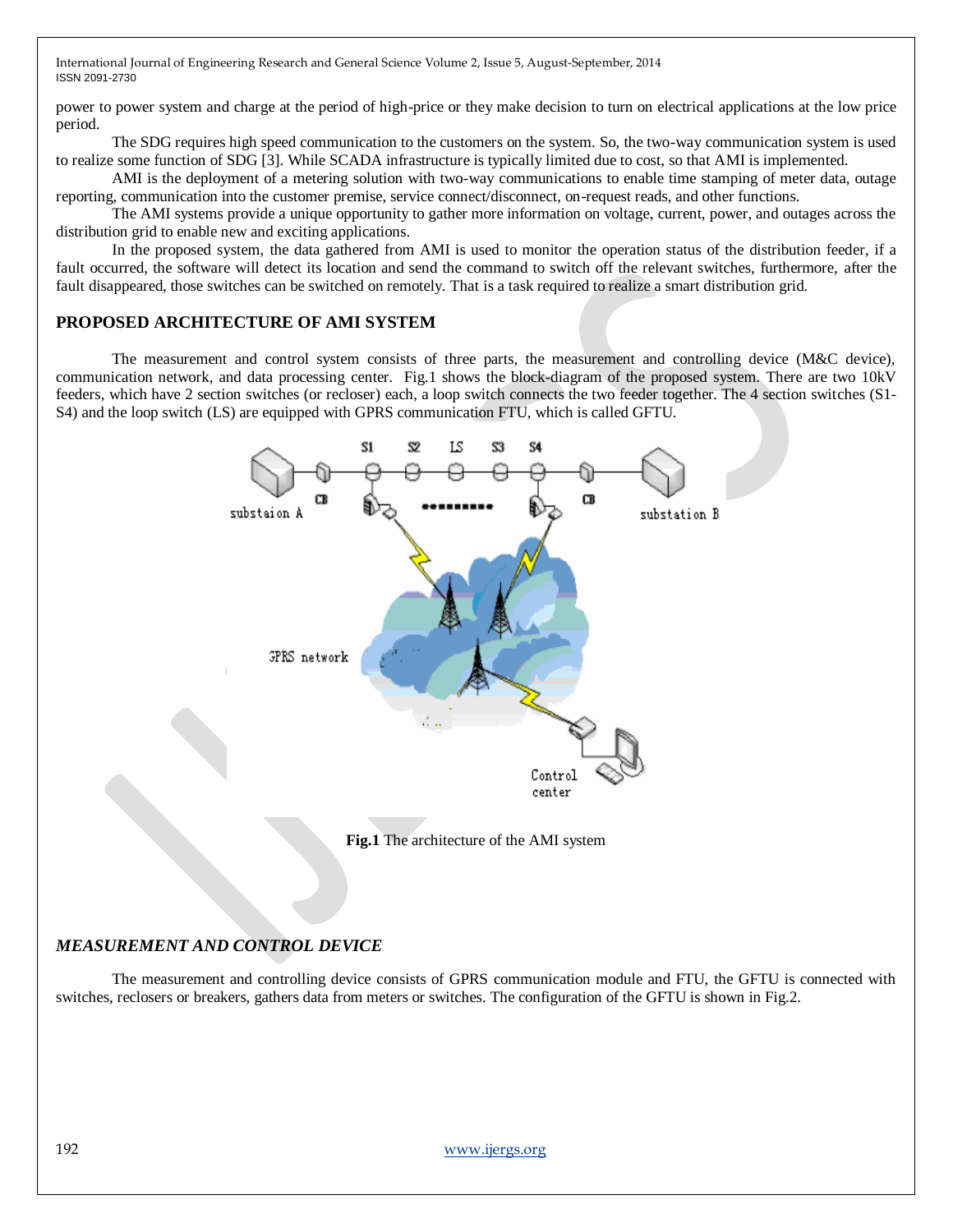power to power system and charge at the period of high-price or they make decision to turn on electrical applications at the low price period.

The SDG requires high speed communication to the customers on the system. So, the two-way communication system is used to realize some function of SDG [3]. While SCADA infrastructure is typically limited due to cost, so that AMI is implemented.

AMI is the deployment of a metering solution with two-way communications to enable time stamping of meter data, outage reporting, communication into the customer premise, service connect/disconnect, on-request reads, and other functions.

The AMI systems provide a unique opportunity to gather more information on voltage, current, power, and outages across the distribution grid to enable new and exciting applications.

In the proposed system, the data gathered from AMI is used to monitor the operation status of the distribution feeder, if a fault occurred, the software will detect its location and send the command to switch off the relevant switches, furthermore, after the fault disappeared, those switches can be switched on remotely. That is a task required to realize a smart distribution grid.

## PROPOSED ARCHITECTURE OF AMI SYSTEM

The measurement and control system consists of three parts, the measurement and controlling device (M&C device), communication network, and data processing center. Fig.1 shows the block-diagram of the proposed system. There are two 10kV feeders, which have 2 section switches (or recloser) each, a loop switch connects the two feeder together. The 4 section switches (S1-S4) and the loop switch (LS) are equipped with GPRS communication FTU, which is called GFTU.

**Fig.1** The architecture of the AMI system

### *MEASUREMENT AND CONTROL DEVICE*

The measurement and controlling device consists of GPRS communication module and FTU, the GFTU is connected with switches, reclosers or breakers, gathers data from meters or switches. The configuration of the GFTU is shown in Fig.2.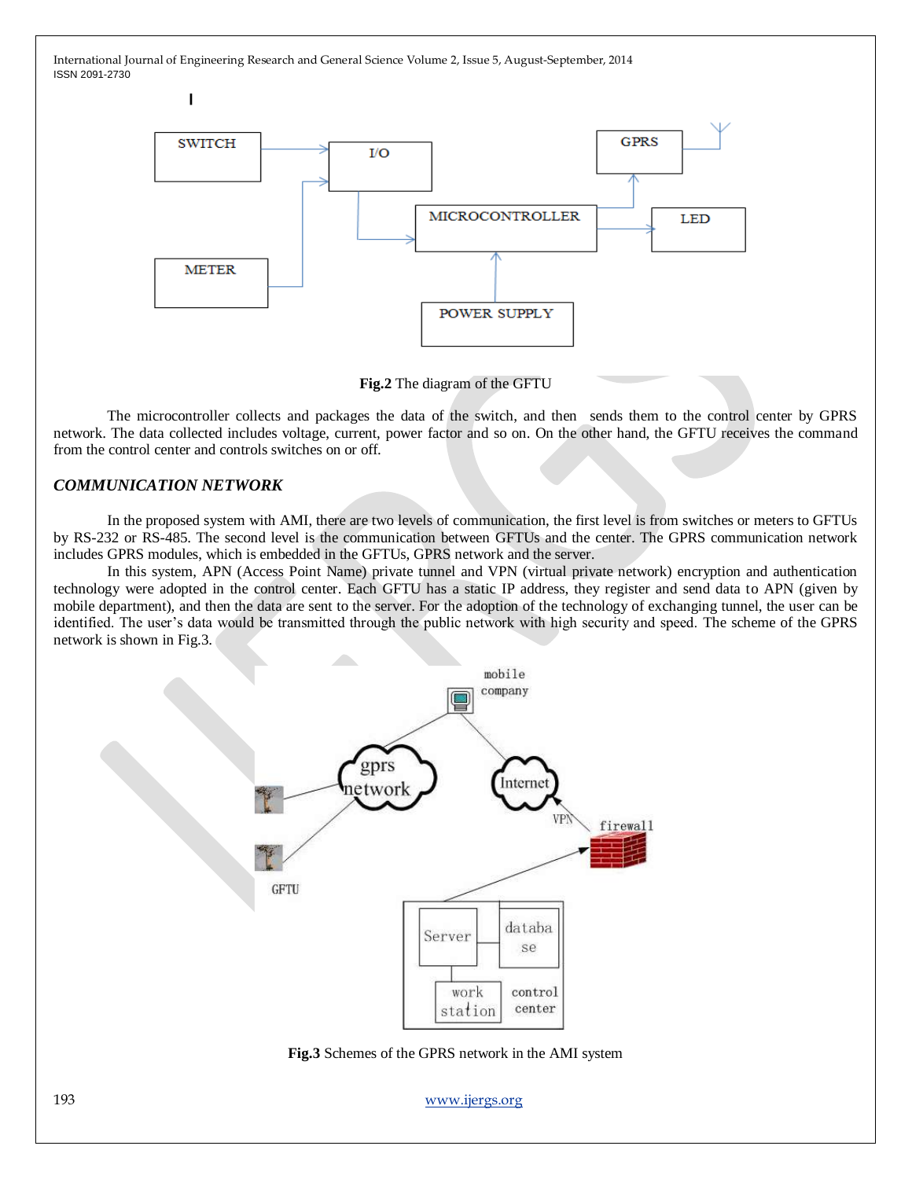**Fig.2** The diagram of the GFTU

The microcontroller collects and packages the data of the switch, and then sends them to the control center by GPRS network. The data collected includes voltage, current, power factor and so on. On the other hand, the GFTU receives the command from the control center and controls switches on or off.

### *COMMUNICATION NETWORK*

In the proposed system with AMI, there are two levels of communication, the first level is from switches or meters to GFTUs by RS-232 or RS-485. The second level is the communication between GFTUs and the center. The GPRS communication network includes GPRS modules, which is embedded in the GFTUs, GPRS network and the server.

In this system, APN (Access Point Name) private tunnel and VPN (virtual private network) encryption and authentication technology were adopted in the control center. Each GFTU has a static IP address, they register and send data to APN (given by mobile department), and then the data are sent to the server. For the adoption of the technology of exchanging tunnel, the user can be identified. The user's data would be transmitted through the public network with high security and speed. The scheme of the GPRS network is shown in Fig.3.

**Fig.3** Schemes of the GPRS network in the AMI system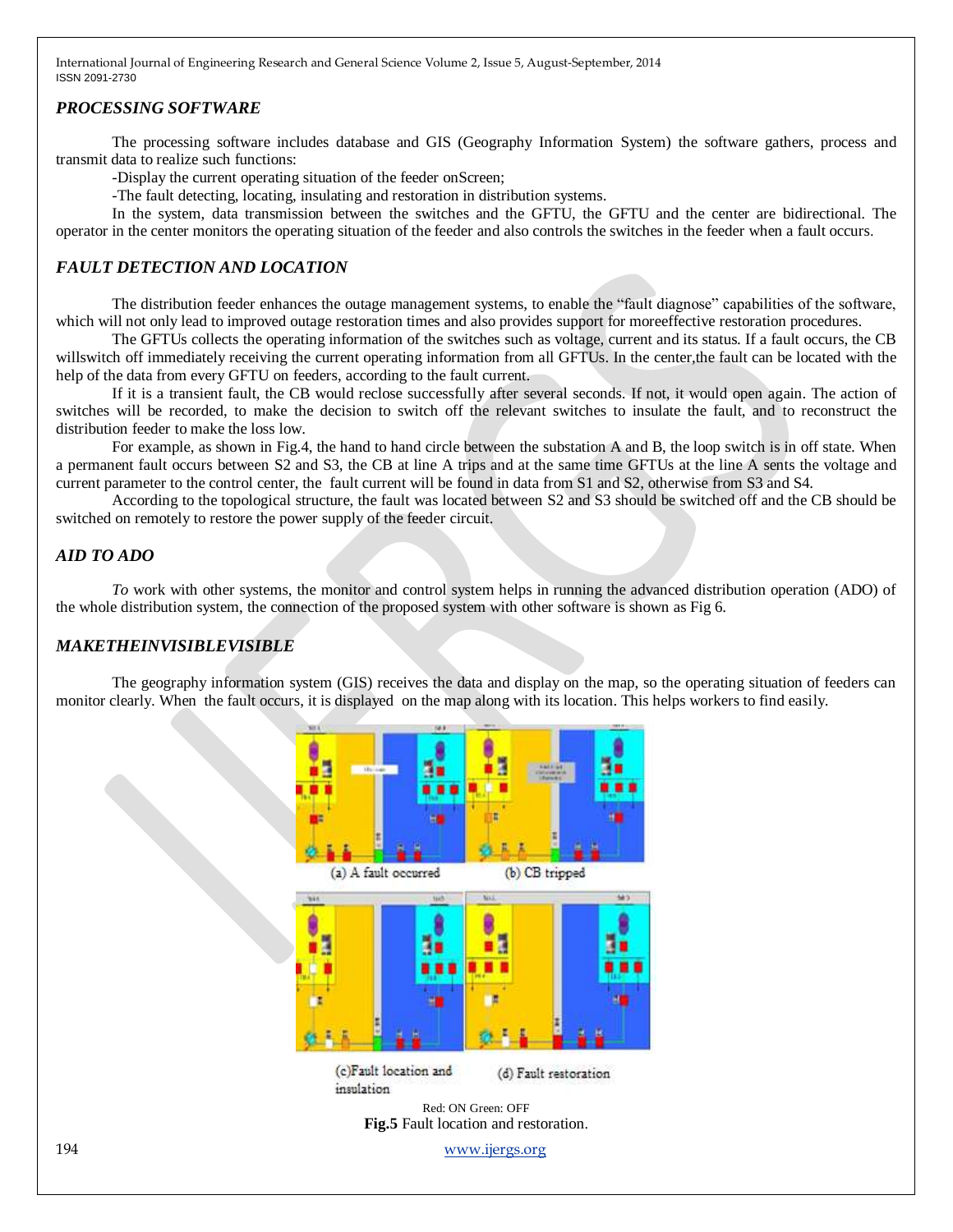## *PROCESSING SOFTWARE*

The processing software includes database and GIS (Geography Information System) the software gathers, process and transmit data to realize such functions:

-Display the current operating situation of the feeder onScreen;

-The fault detecting, locating, insulating and restoration in distribution systems.

In the system, data transmission between the switches and the GFTU, the GFTU and the center are bidirectional. The operator in the center monitors the operating situation of the feeder and also controls the switches in the feeder when a fault occurs.

## *FAULT DETECTION AND LOCATION*

The distribution feeder enhances the outage management systems, to enable the "fault diagnose" capabilities of the software, which will not only lead to improved outage restoration times and also provides support for moreeffective restoration procedures.

The GFTUs collects the operating information of the switches such as voltage, current and its status. If a fault occurs, the CB willswitch off immediately receiving the current operating information from all GFTUs. In the center,the fault can be located with the help of the data from every GFTU on feeders, according to the fault current.

If it is a transient fault, the CB would reclose successfully after several seconds. If not, it would open again. The action of switches will be recorded, to make the decision to switch off the relevant switches to insulate the fault, and to reconstruct the distribution feeder to make the loss low.

For example, as shown in Fig.4, the hand to hand circle between the substation A and B, the loop switch is in off state. When a permanent fault occurs between S2 and S3, the CB at line A trips and at the same time GFTUs at the line A sents the voltage and current parameter to the control center, the fault current will be found in data from S1 and S2, otherwise from S3 and S4.

According to the topological structure, the fault was located between S2 and S3 should be switched off and the CB should be switched on remotely to restore the power supply of the feeder circuit.

## *AID TO ADO*

*To* work with other systems, the monitor and control system helps in running the advanced distribution operation (ADO) of the whole distribution system, the connection of the proposed system with other software is shown as Fig 6.

## *MAKETHEINVISIBLEVISIBLE*

The geography information system (GIS) receives the data and display on the map, so the operating situation of feeders can monitor clearly. When the fault occurs, it is displayed on the map along with its location. This helps workers to find easily.

(a) A fault occurred (b) CB tripped

(c)Fault location and insulation (d) Fault restoration

Red: ON Green: OFF

**Fig.5** Fault location and restoration.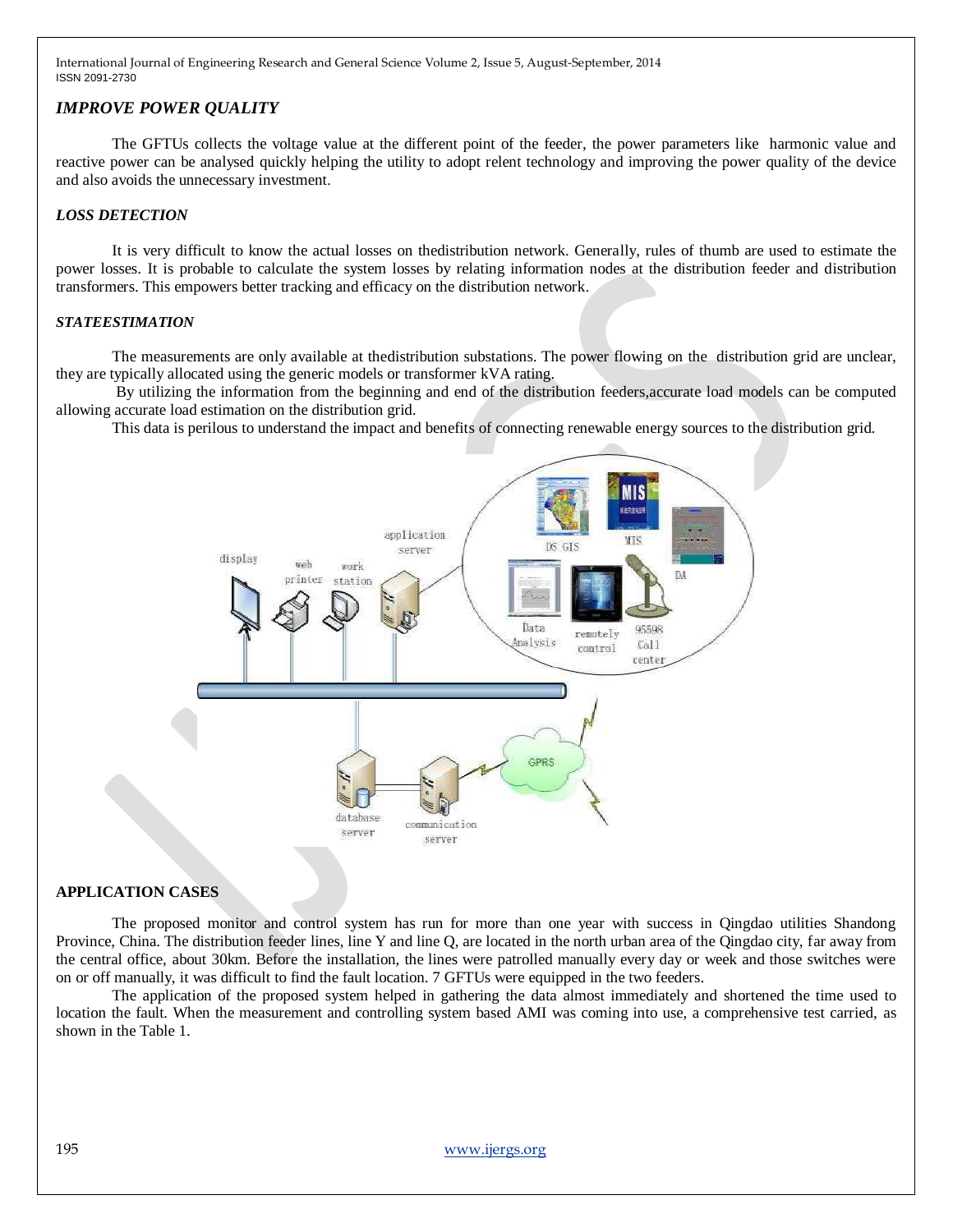### *IMPROVE POWER QUALITY*

The GFTUs collects the voltage value at the different point of the feeder, the power parameters like harmonic value and reactive power can be analysed quickly helping the utility to adopt relent technology and improving the power quality of the device and also avoids the unnecessary investment.

### *LOSS DETECTION*

It is very difficult to know the actual losses on thedistribution network. Generally, rules of thumb are used to estimate the power losses. It is probable to calculate the system losses by relating information nodes at the distribution feeder and distribution transformers. This empowers better tracking and efficacy on the distribution network.

### *STATEESTIMATION*

The measurements are only available at thedistribution substations. The power flowing on the distribution grid are unclear, they are typically allocated using the generic models or transformer kVA rating.

By utilizing the information from the beginning and end of the distribution feeders,accurate load models can be computed allowing accurate load estimation on the distribution grid.

This data is perilous to understand the impact and benefits of connecting renewable energy sources to the distribution grid.

## APPLICATION CASES

The proposed monitor and control system has run for more than one year with success in Qingdao utilities Shandong Province, China. The distribution feeder lines, line Y and line Q, are located in the north urban area of the Qingdao city, far away from the central office, about 30km. Before the installation, the lines were patrolled manually every day or week and those switches were on or off manually, it was difficult to find the fault location. 7 GFTUs were equipped in the two feeders.

The application of the proposed system helped in gathering the data almost immediately and shortened the time used to location the fault. When the measurement and controlling system based AMI was coming into use, a comprehensive test carried, as shown in the Table 1.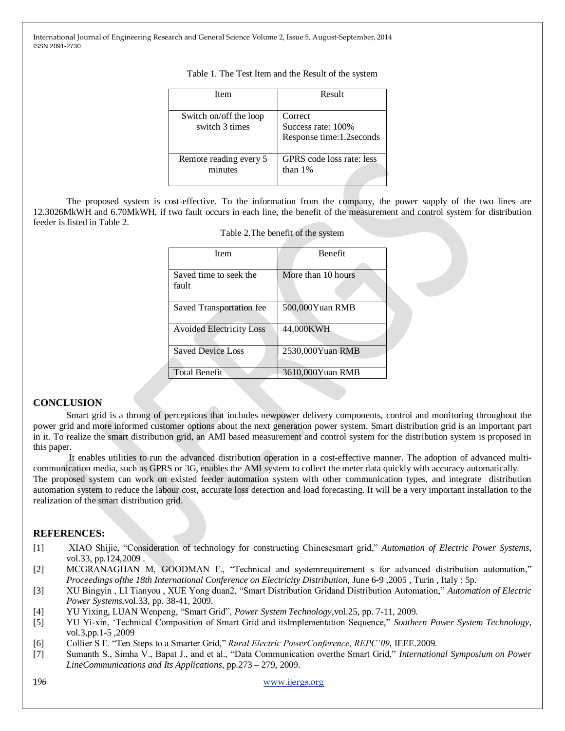Table 1. The Test Item and the Result of the system

| Item | Result |
| --- | --- |
| Switch on/off the loop switch 3 times | Correct<br>Success rate: 100%<br>Response time:1.2seconds |
| Remote reading every 5 minutes | GPRS code loss rate: less than 1% |

The proposed system is cost-effective. To the information from the company, the power supply of the two lines are 12.3026MkWH and 6.70MkWH, if two fault occurs in each line, the benefit of the measurement and control system for distribution feeder is listed in Table 2.

Table 2.The benefit of the system

| Item | Benefit |
| --- | --- |
| Saved time to seek the fault | More than 10 hours |
| Saved Transportation fee | 500,000Yuan RMB |
| Avoided Electricity Loss | 44,000KWH |
| Saved Device Loss | 2530,000Yuan RMB |
| Total Benefit | 3610,000Yuan RMB |

## CONCLUSION

Smart grid is a throng of perceptions that includes newpower delivery components, control and monitoring throughout the power grid and more informed customer options about the next generation power system. Smart distribution grid is an important part in it. To realize the smart distribution grid, an AMI based measurement and control system for the distribution system is proposed in this paper.

It enables utilities to run the advanced distribution operation in a cost-effective manner. The adoption of advanced multi-communication media, such as GPRS or 3G, enables the AMI system to collect the meter data quickly with accuracy automatically. The proposed system can work on existed feeder automation system with other communication types, and integrate distribution automation system to reduce the labour cost, accurate loss detection and load forecasting. It will be a very important installation to the realization of the smart distribution grid.

## REFERENCES:

[1] XIAO Shijie, "Consideration of technology for constructing Chinesesmart grid," *Automation of Electric Power Systems*, vol.33, pp.124,2009 .

[2] MCGRANAGHAN M, GOODMAN F., "Technical and systemrequirement s for advanced distribution automation," *Proceedings ofthe 18th International Conference on Electricity Distribution,* June 6-9 ,2005 , Turin , Italy : 5p.

[3] XU Bingyin , LI Tianyou , XUE Yong duan2, "Smart Distribution Gridand Distribution Automation," *Automation of Electric Power Systems,*vol.33, pp. 38-41, 2009.

[4] YU Yixing, LUAN Wenpeng, "Smart Grid", *Power System Technology*,vol.25, pp. 7-11, 2009.

[5] YU Yi-xin, 'Technical Composition of Smart Grid and itsImplementation Sequence," *Southern Power System Technology*, vol.3,pp.1-5 ,2009

[6] Collier S E. "Ten Steps to a Smarter Grid," *Rural Electric PowerConference, REPC'09*, IEEE.2009.

[7] Sumanth S., Simha V., Bapat J., and et al., "Data Communication overthe Smart Grid," *International Symposium on Power LineCommunications and Its Applications,* pp.273 – 279, 2009.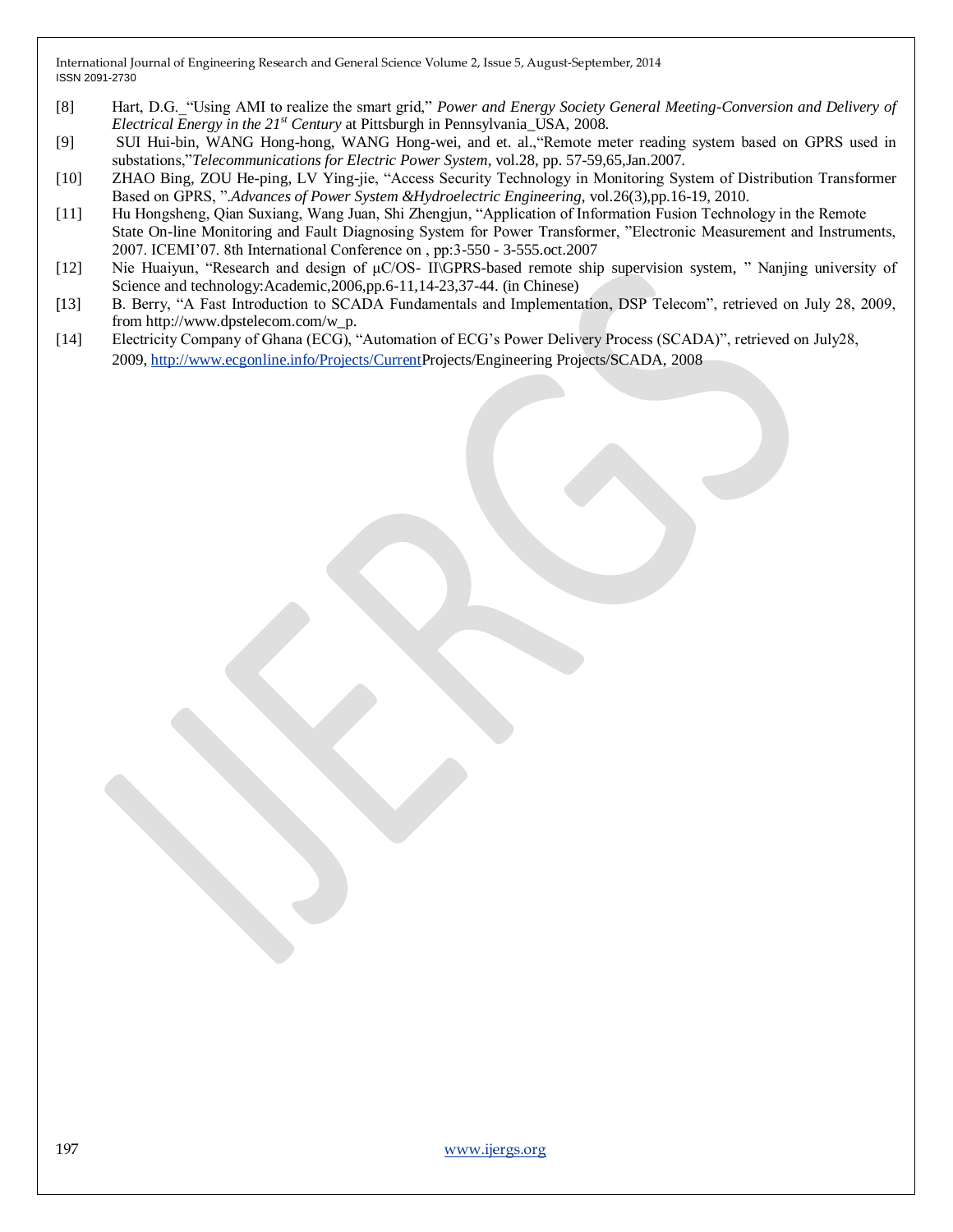[8] Hart, D.G._"Using AMI to realize the smart grid," *Power and Energy Society General Meeting-Conversion and Delivery of Electrical Energy in the 21st Century* at Pittsburgh in Pennsylvania_USA, 2008.

[9] SUI Hui-bin, WANG Hong-hong, WANG Hong-wei, and et. al.,"Remote meter reading system based on GPRS used in substations,"*Telecommunications for Electric Power System*, vol.28, pp. 57-59,65,Jan.2007.

[10] ZHAO Bing, ZOU He-ping, LV Ying-jie, "Access Security Technology in Monitoring System of Distribution Transformer Based on GPRS, ".*Advances of Power System &Hydroelectric Engineering*, vol.26(3),pp.16-19, 2010.

[11] Hu Hongsheng, Qian Suxiang, Wang Juan, Shi Zhengjun, "Application of Information Fusion Technology in the Remote State On-line Monitoring and Fault Diagnosing System for Power Transformer, "Electronic Measurement and Instruments, 2007. ICEMI'07. 8th International Conference on , pp:3-550 - 3-555.oct.2007

[12] Nie Huaiyun, "Research and design of μC/OS- II\GPRS-based remote ship supervision system, " Nanjing university of Science and technology:Academic,2006,pp.6-11,14-23,37-44. (in Chinese)

[13] B. Berry, "A Fast Introduction to SCADA Fundamentals and Implementation, DSP Telecom", retrieved on July 28, 2009, from http://www.dpstelecom.com/w_p.

[14] Electricity Company of Ghana (ECG), "Automation of ECG's Power Delivery Process (SCADA)", retrieved on July28, 2009, http://www.ecgonline.info/Projects/CurrentProjects/Engineering Projects/SCADA, 2008